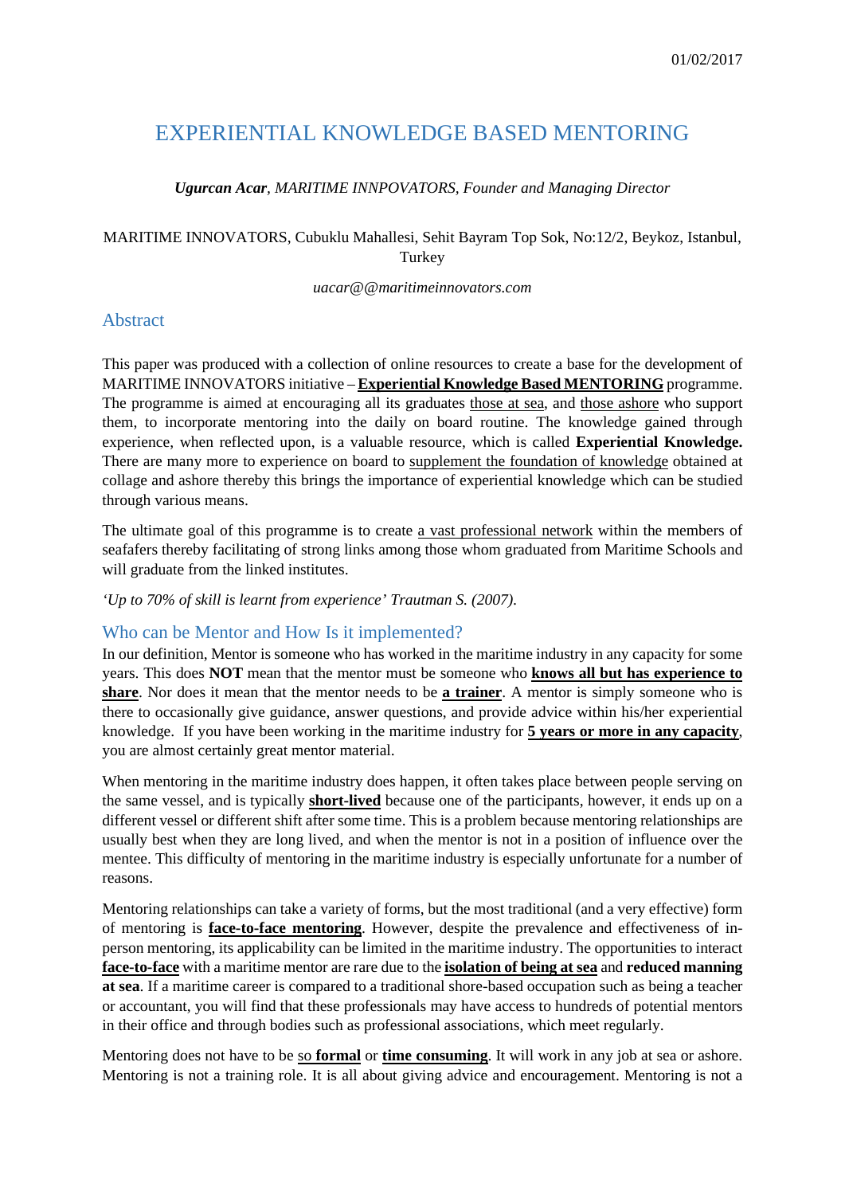01/02/2017

# EXPERIENTIAL KNOWLEDGE BASED MENTORING

***Ugurcan Acar**, MARITIME INNPOVATORS, Founder and Managing Director*

MARITIME INNOVATORS, Cubuklu Mahallesi, Sehit Bayram Top Sok, No:12/2, Beykoz, Istanbul, Turkey

*uacar@@maritimeinnovators.com*

## Abstract

This paper was produced with a collection of online resources to create a base for the development of MARITIME INNOVATORS initiative – **Experiential Knowledge Based MENTORING** programme. The programme is aimed at encouraging all its graduates those at sea, and those ashore who support them, to incorporate mentoring into the daily on board routine. The knowledge gained through experience, when reflected upon, is a valuable resource, which is called **Experiential Knowledge.** There are many more to experience on board to supplement the foundation of knowledge obtained at collage and ashore thereby this brings the importance of experiential knowledge which can be studied through various means.

The ultimate goal of this programme is to create a vast professional network within the members of seafafers thereby facilitating of strong links among those whom graduated from Maritime Schools and will graduate from the linked institutes.

*'Up to 70% of skill is learnt from experience' Trautman S. (2007).*

## Who can be Mentor and How Is it implemented?

In our definition, Mentor is someone who has worked in the maritime industry in any capacity for some years. This does **NOT** mean that the mentor must be someone who **knows all but has experience to share**. Nor does it mean that the mentor needs to be **a trainer**. A mentor is simply someone who is there to occasionally give guidance, answer questions, and provide advice within his/her experiential knowledge. If you have been working in the maritime industry for **5 years or more in any capacity**, you are almost certainly great mentor material.

When mentoring in the maritime industry does happen, it often takes place between people serving on the same vessel, and is typically **short-lived** because one of the participants, however, it ends up on a different vessel or different shift after some time. This is a problem because mentoring relationships are usually best when they are long lived, and when the mentor is not in a position of influence over the mentee. This difficulty of mentoring in the maritime industry is especially unfortunate for a number of reasons.

Mentoring relationships can take a variety of forms, but the most traditional (and a very effective) form of mentoring is **face-to-face mentoring**. However, despite the prevalence and effectiveness of in-person mentoring, its applicability can be limited in the maritime industry. The opportunities to interact **face-to-face** with a maritime mentor are rare due to the **isolation of being at sea** and **reduced manning at sea**. If a maritime career is compared to a traditional shore-based occupation such as being a teacher or accountant, you will find that these professionals may have access to hundreds of potential mentors in their office and through bodies such as professional associations, which meet regularly.

Mentoring does not have to be so **formal** or **time consuming**. It will work in any job at sea or ashore. Mentoring is not a training role. It is all about giving advice and encouragement. Mentoring is not a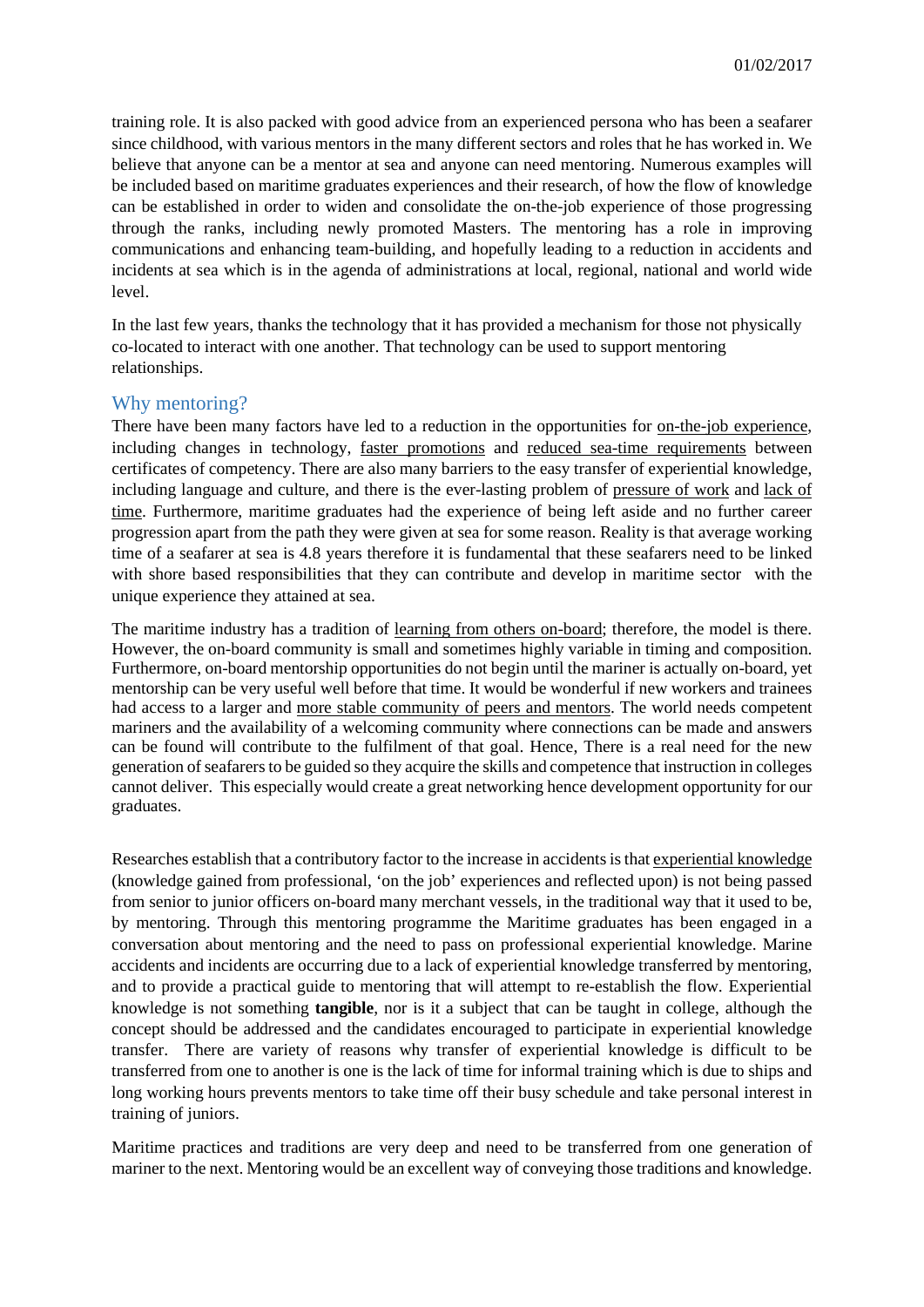training role. It is also packed with good advice from an experienced persona who has been a seafarer since childhood, with various mentors in the many different sectors and roles that he has worked in. We believe that anyone can be a mentor at sea and anyone can need mentoring. Numerous examples will be included based on maritime graduates experiences and their research, of how the flow of knowledge can be established in order to widen and consolidate the on-the-job experience of those progressing through the ranks, including newly promoted Masters. The mentoring has a role in improving communications and enhancing team-building, and hopefully leading to a reduction in accidents and incidents at sea which is in the agenda of administrations at local, regional, national and world wide level.

In the last few years, thanks the technology that it has provided a mechanism for those not physically co-located to interact with one another. That technology can be used to support mentoring relationships.

## Why mentoring?

There have been many factors have led to a reduction in the opportunities for on-the-job experience, including changes in technology, faster promotions and reduced sea-time requirements between certificates of competency. There are also many barriers to the easy transfer of experiential knowledge, including language and culture, and there is the ever-lasting problem of pressure of work and lack of time. Furthermore, maritime graduates had the experience of being left aside and no further career progression apart from the path they were given at sea for some reason. Reality is that average working time of a seafarer at sea is 4.8 years therefore it is fundamental that these seafarers need to be linked with shore based responsibilities that they can contribute and develop in maritime sector with the unique experience they attained at sea.

The maritime industry has a tradition of learning from others on-board; therefore, the model is there. However, the on-board community is small and sometimes highly variable in timing and composition. Furthermore, on-board mentorship opportunities do not begin until the mariner is actually on-board, yet mentorship can be very useful well before that time. It would be wonderful if new workers and trainees had access to a larger and more stable community of peers and mentors. The world needs competent mariners and the availability of a welcoming community where connections can be made and answers can be found will contribute to the fulfilment of that goal. Hence, There is a real need for the new generation of seafarers to be guided so they acquire the skills and competence that instruction in colleges cannot deliver. This especially would create a great networking hence development opportunity for our graduates.

Researches establish that a contributory factor to the increase in accidents is that experiential knowledge (knowledge gained from professional, 'on the job' experiences and reflected upon) is not being passed from senior to junior officers on-board many merchant vessels, in the traditional way that it used to be, by mentoring. Through this mentoring programme the Maritime graduates has been engaged in a conversation about mentoring and the need to pass on professional experiential knowledge. Marine accidents and incidents are occurring due to a lack of experiential knowledge transferred by mentoring, and to provide a practical guide to mentoring that will attempt to re-establish the flow. Experiential knowledge is not something **tangible**, nor is it a subject that can be taught in college, although the concept should be addressed and the candidates encouraged to participate in experiential knowledge transfer. There are variety of reasons why transfer of experiential knowledge is difficult to be transferred from one to another is one is the lack of time for informal training which is due to ships and long working hours prevents mentors to take time off their busy schedule and take personal interest in training of juniors.

Maritime practices and traditions are very deep and need to be transferred from one generation of mariner to the next. Mentoring would be an excellent way of conveying those traditions and knowledge.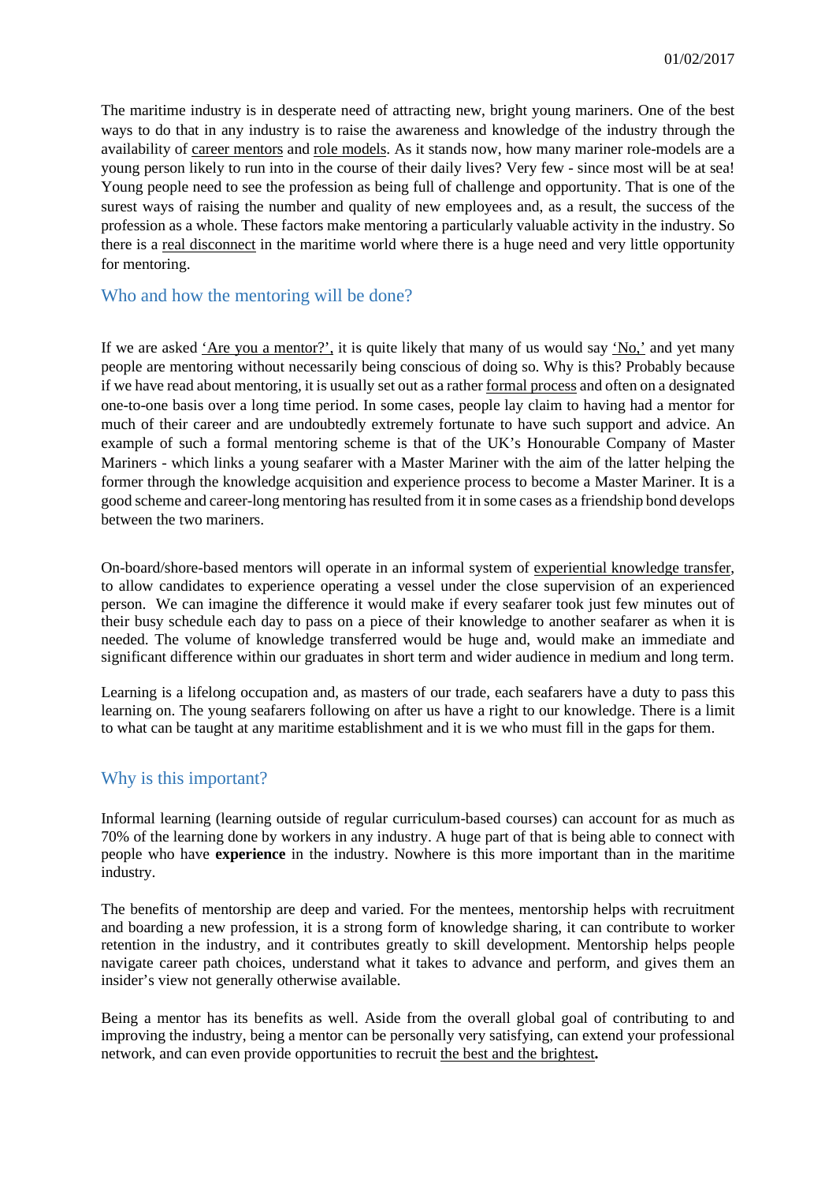01/02/2017

The maritime industry is in desperate need of attracting new, bright young mariners. One of the best ways to do that in any industry is to raise the awareness and knowledge of the industry through the availability of career mentors and role models. As it stands now, how many mariner role-models are a young person likely to run into in the course of their daily lives? Very few - since most will be at sea! Young people need to see the profession as being full of challenge and opportunity. That is one of the surest ways of raising the number and quality of new employees and, as a result, the success of the profession as a whole. These factors make mentoring a particularly valuable activity in the industry. So there is a real disconnect in the maritime world where there is a huge need and very little opportunity for mentoring.

## Who and how the mentoring will be done?

If we are asked 'Are you a mentor?', it is quite likely that many of us would say 'No,' and yet many people are mentoring without necessarily being conscious of doing so. Why is this? Probably because if we have read about mentoring, it is usually set out as a rather formal process and often on a designated one-to-one basis over a long time period. In some cases, people lay claim to having had a mentor for much of their career and are undoubtedly extremely fortunate to have such support and advice. An example of such a formal mentoring scheme is that of the UK's Honourable Company of Master Mariners - which links a young seafarer with a Master Mariner with the aim of the latter helping the former through the knowledge acquisition and experience process to become a Master Mariner. It is a good scheme and career-long mentoring has resulted from it in some cases as a friendship bond develops between the two mariners.

On-board/shore-based mentors will operate in an informal system of experiential knowledge transfer, to allow candidates to experience operating a vessel under the close supervision of an experienced person. We can imagine the difference it would make if every seafarer took just few minutes out of their busy schedule each day to pass on a piece of their knowledge to another seafarer as when it is needed. The volume of knowledge transferred would be huge and, would make an immediate and significant difference within our graduates in short term and wider audience in medium and long term.

Learning is a lifelong occupation and, as masters of our trade, each seafarers have a duty to pass this learning on. The young seafarers following on after us have a right to our knowledge. There is a limit to what can be taught at any maritime establishment and it is we who must fill in the gaps for them.

## Why is this important?

Informal learning (learning outside of regular curriculum-based courses) can account for as much as 70% of the learning done by workers in any industry. A huge part of that is being able to connect with people who have **experience** in the industry. Nowhere is this more important than in the maritime industry.

The benefits of mentorship are deep and varied. For the mentees, mentorship helps with recruitment and boarding a new profession, it is a strong form of knowledge sharing, it can contribute to worker retention in the industry, and it contributes greatly to skill development. Mentorship helps people navigate career path choices, understand what it takes to advance and perform, and gives them an insider's view not generally otherwise available.

Being a mentor has its benefits as well. Aside from the overall global goal of contributing to and improving the industry, being a mentor can be personally very satisfying, can extend your professional network, and can even provide opportunities to recruit the best and the brightest**.**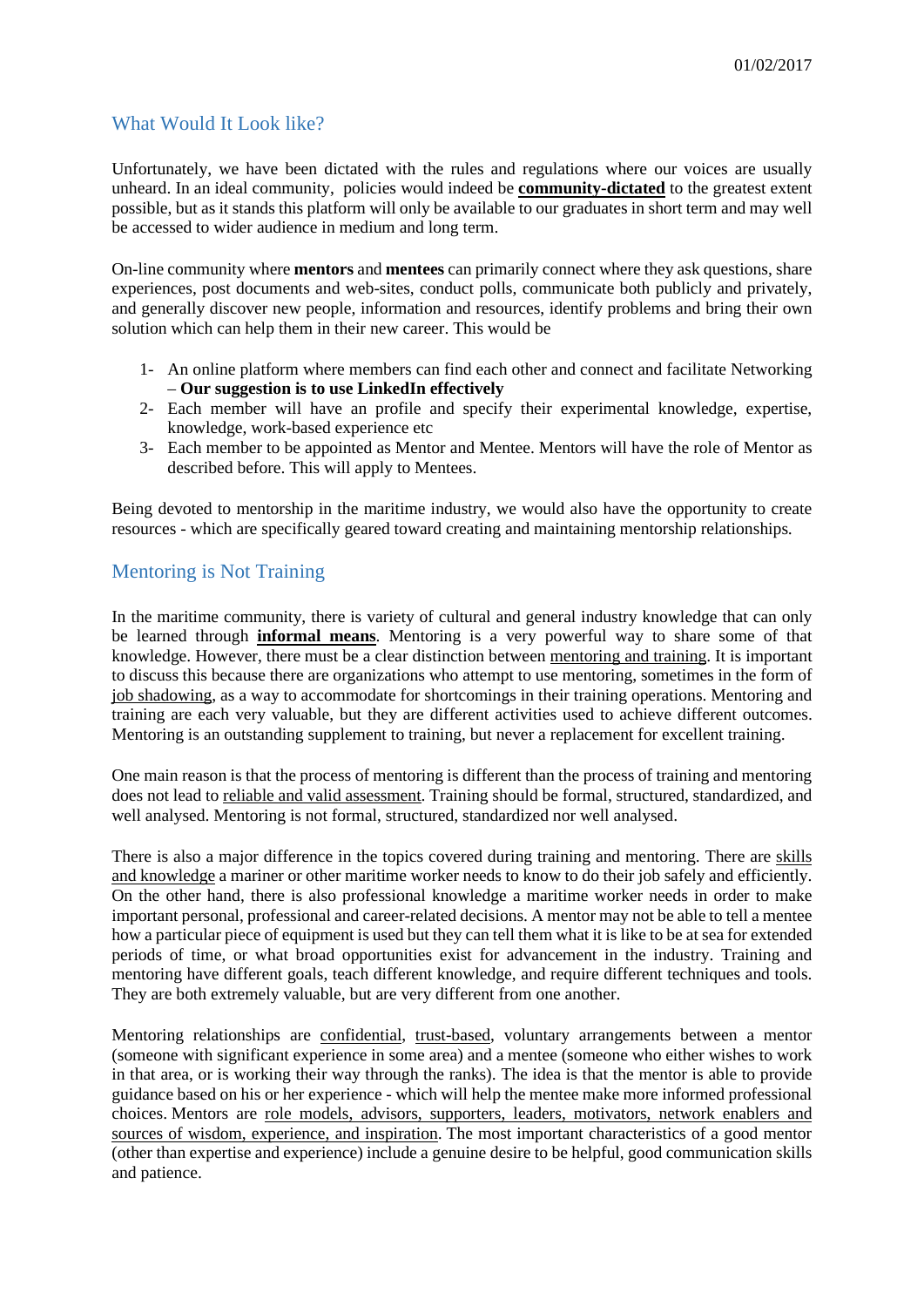01/02/2017

## What Would It Look like?

Unfortunately, we have been dictated with the rules and regulations where our voices are usually unheard. In an ideal community, policies would indeed be **community-dictated** to the greatest extent possible, but as it stands this platform will only be available to our graduates in short term and may well be accessed to wider audience in medium and long term.

On-line community where **mentors** and **mentees** can primarily connect where they ask questions, share experiences, post documents and web-sites, conduct polls, communicate both publicly and privately, and generally discover new people, information and resources, identify problems and bring their own solution which can help them in their new career. This would be

1- An online platform where members can find each other and connect and facilitate Networking – **Our suggestion is to use LinkedIn effectively**
2- Each member will have an profile and specify their experimental knowledge, expertise, knowledge, work-based experience etc
3- Each member to be appointed as Mentor and Mentee. Mentors will have the role of Mentor as described before. This will apply to Mentees.

Being devoted to mentorship in the maritime industry, we would also have the opportunity to create resources - which are specifically geared toward creating and maintaining mentorship relationships.

## Mentoring is Not Training

In the maritime community, there is variety of cultural and general industry knowledge that can only be learned through **informal means**. Mentoring is a very powerful way to share some of that knowledge. However, there must be a clear distinction between mentoring and training. It is important to discuss this because there are organizations who attempt to use mentoring, sometimes in the form of job shadowing, as a way to accommodate for shortcomings in their training operations. Mentoring and training are each very valuable, but they are different activities used to achieve different outcomes. Mentoring is an outstanding supplement to training, but never a replacement for excellent training.

One main reason is that the process of mentoring is different than the process of training and mentoring does not lead to reliable and valid assessment. Training should be formal, structured, standardized, and well analysed. Mentoring is not formal, structured, standardized nor well analysed.

There is also a major difference in the topics covered during training and mentoring. There are skills and knowledge a mariner or other maritime worker needs to know to do their job safely and efficiently. On the other hand, there is also professional knowledge a maritime worker needs in order to make important personal, professional and career-related decisions. A mentor may not be able to tell a mentee how a particular piece of equipment is used but they can tell them what it is like to be at sea for extended periods of time, or what broad opportunities exist for advancement in the industry. Training and mentoring have different goals, teach different knowledge, and require different techniques and tools. They are both extremely valuable, but are very different from one another.

Mentoring relationships are confidential, trust-based, voluntary arrangements between a mentor (someone with significant experience in some area) and a mentee (someone who either wishes to work in that area, or is working their way through the ranks). The idea is that the mentor is able to provide guidance based on his or her experience - which will help the mentee make more informed professional choices. Mentors are role models, advisors, supporters, leaders, motivators, network enablers and sources of wisdom, experience, and inspiration. The most important characteristics of a good mentor (other than expertise and experience) include a genuine desire to be helpful, good communication skills and patience.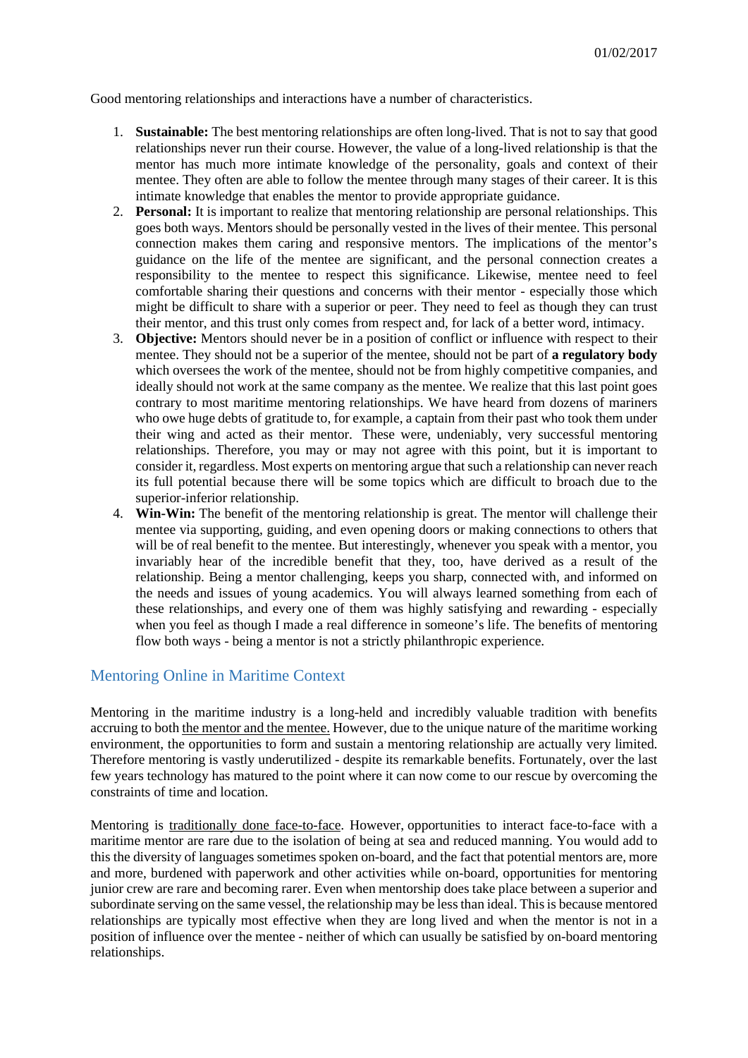Good mentoring relationships and interactions have a number of characteristics.

1. **Sustainable:** The best mentoring relationships are often long-lived. That is not to say that good relationships never run their course. However, the value of a long-lived relationship is that the mentor has much more intimate knowledge of the personality, goals and context of their mentee. They often are able to follow the mentee through many stages of their career. It is this intimate knowledge that enables the mentor to provide appropriate guidance.
2. **Personal:** It is important to realize that mentoring relationship are personal relationships. This goes both ways. Mentors should be personally vested in the lives of their mentee. This personal connection makes them caring and responsive mentors. The implications of the mentor's guidance on the life of the mentee are significant, and the personal connection creates a responsibility to the mentee to respect this significance. Likewise, mentee need to feel comfortable sharing their questions and concerns with their mentor - especially those which might be difficult to share with a superior or peer. They need to feel as though they can trust their mentor, and this trust only comes from respect and, for lack of a better word, intimacy.
3. **Objective:** Mentors should never be in a position of conflict or influence with respect to their mentee. They should not be a superior of the mentee, should not be part of **a regulatory body** which oversees the work of the mentee, should not be from highly competitive companies, and ideally should not work at the same company as the mentee. We realize that this last point goes contrary to most maritime mentoring relationships. We have heard from dozens of mariners who owe huge debts of gratitude to, for example, a captain from their past who took them under their wing and acted as their mentor. These were, undeniably, very successful mentoring relationships. Therefore, you may or may not agree with this point, but it is important to consider it, regardless. Most experts on mentoring argue that such a relationship can never reach its full potential because there will be some topics which are difficult to broach due to the superior-inferior relationship.
4. **Win-Win:** The benefit of the mentoring relationship is great. The mentor will challenge their mentee via supporting, guiding, and even opening doors or making connections to others that will be of real benefit to the mentee. But interestingly, whenever you speak with a mentor, you invariably hear of the incredible benefit that they, too, have derived as a result of the relationship. Being a mentor challenging, keeps you sharp, connected with, and informed on the needs and issues of young academics. You will always learned something from each of these relationships, and every one of them was highly satisfying and rewarding - especially when you feel as though I made a real difference in someone's life. The benefits of mentoring flow both ways - being a mentor is not a strictly philanthropic experience.

## Mentoring Online in Maritime Context

Mentoring in the maritime industry is a long-held and incredibly valuable tradition with benefits accruing to both the mentor and the mentee. However, due to the unique nature of the maritime working environment, the opportunities to form and sustain a mentoring relationship are actually very limited. Therefore mentoring is vastly underutilized - despite its remarkable benefits. Fortunately, over the last few years technology has matured to the point where it can now come to our rescue by overcoming the constraints of time and location.

Mentoring is traditionally done face-to-face. However, opportunities to interact face-to-face with a maritime mentor are rare due to the isolation of being at sea and reduced manning. You would add to this the diversity of languages sometimes spoken on-board, and the fact that potential mentors are, more and more, burdened with paperwork and other activities while on-board, opportunities for mentoring junior crew are rare and becoming rarer. Even when mentorship does take place between a superior and subordinate serving on the same vessel, the relationship may be less than ideal. This is because mentored relationships are typically most effective when they are long lived and when the mentor is not in a position of influence over the mentee - neither of which can usually be satisfied by on-board mentoring relationships.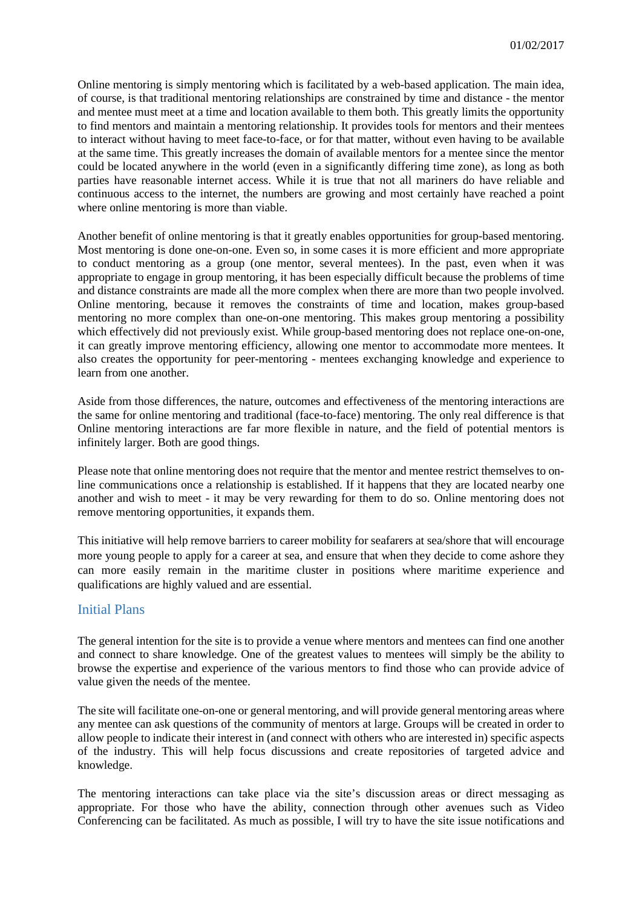Online mentoring is simply mentoring which is facilitated by a web-based application. The main idea, of course, is that traditional mentoring relationships are constrained by time and distance - the mentor and mentee must meet at a time and location available to them both. This greatly limits the opportunity to find mentors and maintain a mentoring relationship. It provides tools for mentors and their mentees to interact without having to meet face-to-face, or for that matter, without even having to be available at the same time. This greatly increases the domain of available mentors for a mentee since the mentor could be located anywhere in the world (even in a significantly differing time zone), as long as both parties have reasonable internet access. While it is true that not all mariners do have reliable and continuous access to the internet, the numbers are growing and most certainly have reached a point where online mentoring is more than viable.

Another benefit of online mentoring is that it greatly enables opportunities for group-based mentoring. Most mentoring is done one-on-one. Even so, in some cases it is more efficient and more appropriate to conduct mentoring as a group (one mentor, several mentees). In the past, even when it was appropriate to engage in group mentoring, it has been especially difficult because the problems of time and distance constraints are made all the more complex when there are more than two people involved. Online mentoring, because it removes the constraints of time and location, makes group-based mentoring no more complex than one-on-one mentoring. This makes group mentoring a possibility which effectively did not previously exist. While group-based mentoring does not replace one-on-one, it can greatly improve mentoring efficiency, allowing one mentor to accommodate more mentees. It also creates the opportunity for peer-mentoring - mentees exchanging knowledge and experience to learn from one another.

Aside from those differences, the nature, outcomes and effectiveness of the mentoring interactions are the same for online mentoring and traditional (face-to-face) mentoring. The only real difference is that Online mentoring interactions are far more flexible in nature, and the field of potential mentors is infinitely larger. Both are good things.

Please note that online mentoring does not require that the mentor and mentee restrict themselves to on-line communications once a relationship is established. If it happens that they are located nearby one another and wish to meet - it may be very rewarding for them to do so. Online mentoring does not remove mentoring opportunities, it expands them.

This initiative will help remove barriers to career mobility for seafarers at sea/shore that will encourage more young people to apply for a career at sea, and ensure that when they decide to come ashore they can more easily remain in the maritime cluster in positions where maritime experience and qualifications are highly valued and are essential.

## Initial Plans

The general intention for the site is to provide a venue where mentors and mentees can find one another and connect to share knowledge. One of the greatest values to mentees will simply be the ability to browse the expertise and experience of the various mentors to find those who can provide advice of value given the needs of the mentee.

The site will facilitate one-on-one or general mentoring, and will provide general mentoring areas where any mentee can ask questions of the community of mentors at large. Groups will be created in order to allow people to indicate their interest in (and connect with others who are interested in) specific aspects of the industry. This will help focus discussions and create repositories of targeted advice and knowledge.

The mentoring interactions can take place via the site's discussion areas or direct messaging as appropriate. For those who have the ability, connection through other avenues such as Video Conferencing can be facilitated. As much as possible, I will try to have the site issue notifications and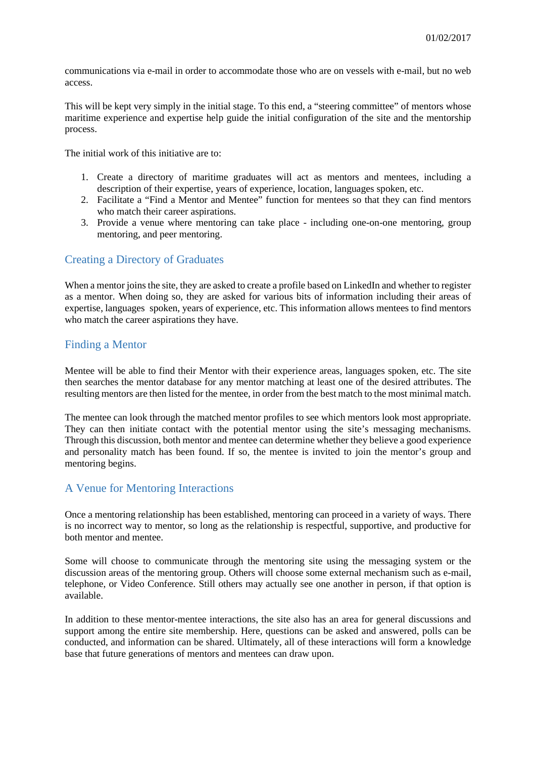communications via e-mail in order to accommodate those who are on vessels with e-mail, but no web access.

This will be kept very simply in the initial stage. To this end, a "steering committee" of mentors whose maritime experience and expertise help guide the initial configuration of the site and the mentorship process.

The initial work of this initiative are to:

1. Create a directory of maritime graduates will act as mentors and mentees, including a description of their expertise, years of experience, location, languages spoken, etc.
2. Facilitate a "Find a Mentor and Mentee" function for mentees so that they can find mentors who match their career aspirations.
3. Provide a venue where mentoring can take place - including one-on-one mentoring, group mentoring, and peer mentoring.

## Creating a Directory of Graduates

When a mentor joins the site, they are asked to create a profile based on LinkedIn and whether to register as a mentor. When doing so, they are asked for various bits of information including their areas of expertise, languages spoken, years of experience, etc. This information allows mentees to find mentors who match the career aspirations they have.

## Finding a Mentor

Mentee will be able to find their Mentor with their experience areas, languages spoken, etc. The site then searches the mentor database for any mentor matching at least one of the desired attributes. The resulting mentors are then listed for the mentee, in order from the best match to the most minimal match.

The mentee can look through the matched mentor profiles to see which mentors look most appropriate. They can then initiate contact with the potential mentor using the site's messaging mechanisms. Through this discussion, both mentor and mentee can determine whether they believe a good experience and personality match has been found. If so, the mentee is invited to join the mentor's group and mentoring begins.

## A Venue for Mentoring Interactions

Once a mentoring relationship has been established, mentoring can proceed in a variety of ways. There is no incorrect way to mentor, so long as the relationship is respectful, supportive, and productive for both mentor and mentee.

Some will choose to communicate through the mentoring site using the messaging system or the discussion areas of the mentoring group. Others will choose some external mechanism such as e-mail, telephone, or Video Conference. Still others may actually see one another in person, if that option is available.

In addition to these mentor-mentee interactions, the site also has an area for general discussions and support among the entire site membership. Here, questions can be asked and answered, polls can be conducted, and information can be shared. Ultimately, all of these interactions will form a knowledge base that future generations of mentors and mentees can draw upon.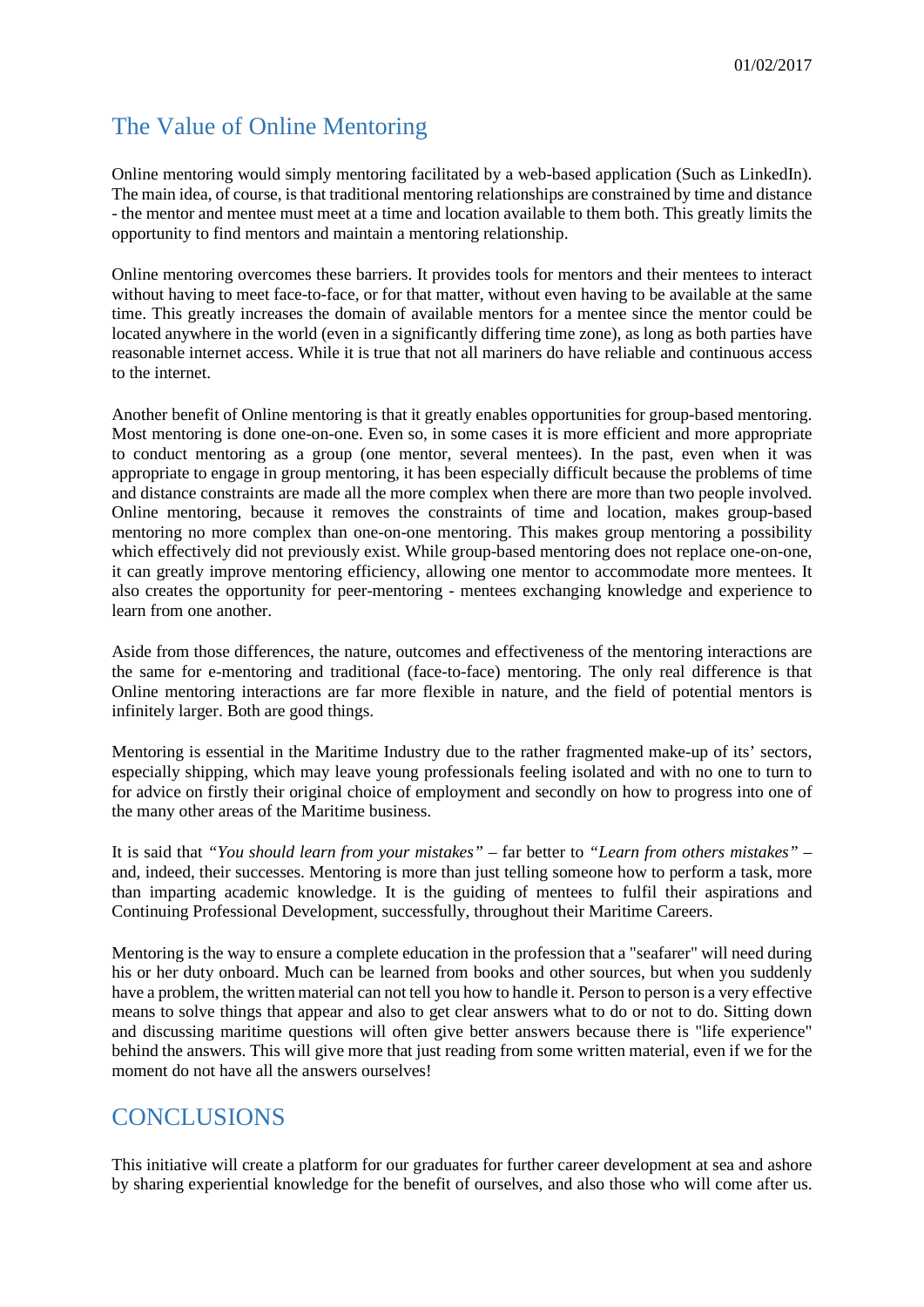01/02/2017

## The Value of Online Mentoring

Online mentoring would simply mentoring facilitated by a web-based application (Such as LinkedIn). The main idea, of course, is that traditional mentoring relationships are constrained by time and distance - the mentor and mentee must meet at a time and location available to them both. This greatly limits the opportunity to find mentors and maintain a mentoring relationship.

Online mentoring overcomes these barriers. It provides tools for mentors and their mentees to interact without having to meet face-to-face, or for that matter, without even having to be available at the same time. This greatly increases the domain of available mentors for a mentee since the mentor could be located anywhere in the world (even in a significantly differing time zone), as long as both parties have reasonable internet access. While it is true that not all mariners do have reliable and continuous access to the internet.

Another benefit of Online mentoring is that it greatly enables opportunities for group-based mentoring. Most mentoring is done one-on-one. Even so, in some cases it is more efficient and more appropriate to conduct mentoring as a group (one mentor, several mentees). In the past, even when it was appropriate to engage in group mentoring, it has been especially difficult because the problems of time and distance constraints are made all the more complex when there are more than two people involved. Online mentoring, because it removes the constraints of time and location, makes group-based mentoring no more complex than one-on-one mentoring. This makes group mentoring a possibility which effectively did not previously exist. While group-based mentoring does not replace one-on-one, it can greatly improve mentoring efficiency, allowing one mentor to accommodate more mentees. It also creates the opportunity for peer-mentoring - mentees exchanging knowledge and experience to learn from one another.

Aside from those differences, the nature, outcomes and effectiveness of the mentoring interactions are the same for e-mentoring and traditional (face-to-face) mentoring. The only real difference is that Online mentoring interactions are far more flexible in nature, and the field of potential mentors is infinitely larger. Both are good things.

Mentoring is essential in the Maritime Industry due to the rather fragmented make-up of its' sectors, especially shipping, which may leave young professionals feeling isolated and with no one to turn to for advice on firstly their original choice of employment and secondly on how to progress into one of the many other areas of the Maritime business.

It is said that *"You should learn from your mistakes"* – far better to *"Learn from others mistakes"* – and, indeed, their successes. Mentoring is more than just telling someone how to perform a task, more than imparting academic knowledge. It is the guiding of mentees to fulfil their aspirations and Continuing Professional Development, successfully, throughout their Maritime Careers.

Mentoring is the way to ensure a complete education in the profession that a "seafarer" will need during his or her duty onboard. Much can be learned from books and other sources, but when you suddenly have a problem, the written material can not tell you how to handle it. Person to person is a very effective means to solve things that appear and also to get clear answers what to do or not to do. Sitting down and discussing maritime questions will often give better answers because there is "life experience" behind the answers. This will give more that just reading from some written material, even if we for the moment do not have all the answers ourselves!

## CONCLUSIONS

This initiative will create a platform for our graduates for further career development at sea and ashore by sharing experiential knowledge for the benefit of ourselves, and also those who will come after us.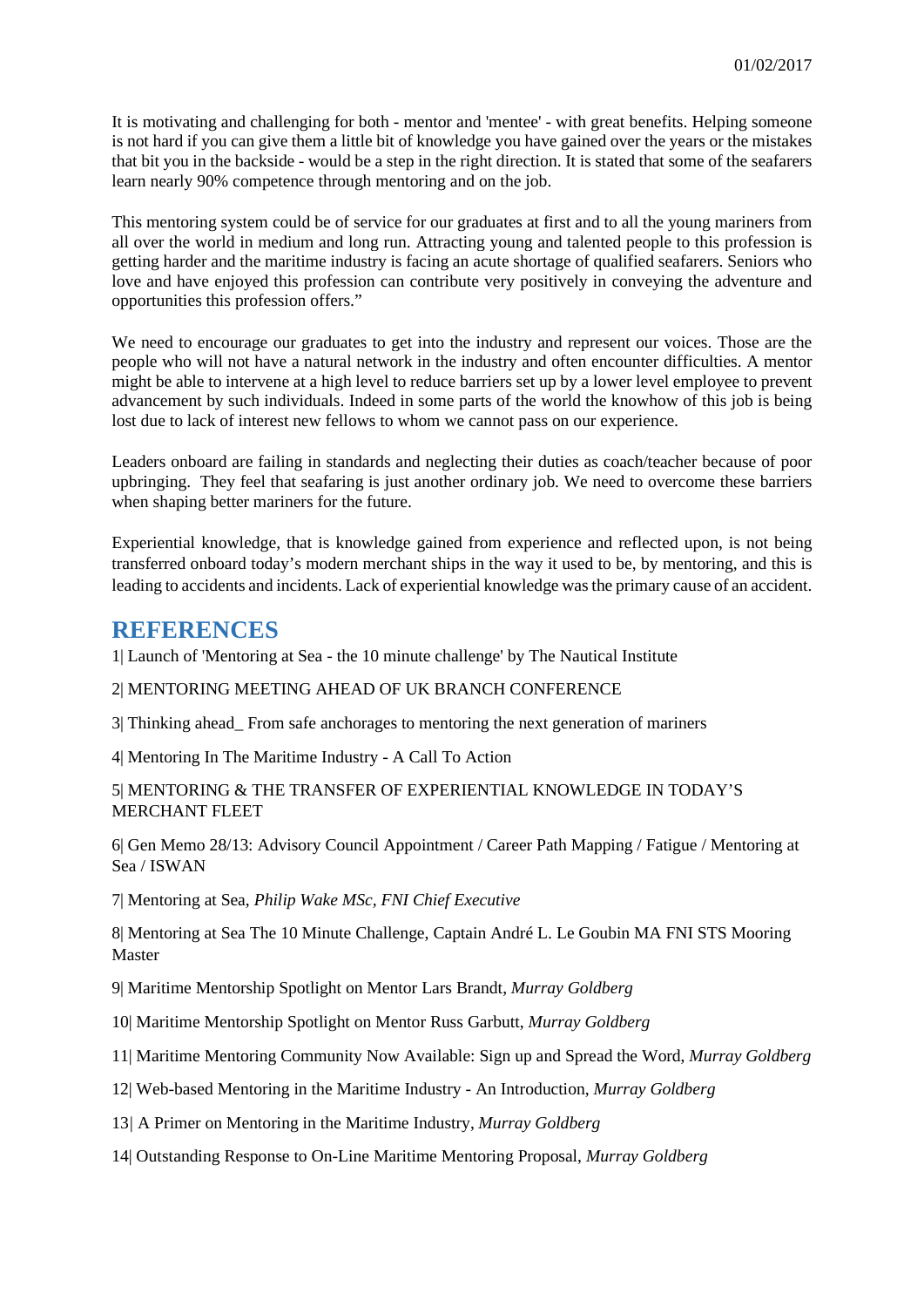It is motivating and challenging for both - mentor and 'mentee' - with great benefits. Helping someone is not hard if you can give them a little bit of knowledge you have gained over the years or the mistakes that bit you in the backside - would be a step in the right direction. It is stated that some of the seafarers learn nearly 90% competence through mentoring and on the job.

This mentoring system could be of service for our graduates at first and to all the young mariners from all over the world in medium and long run. Attracting young and talented people to this profession is getting harder and the maritime industry is facing an acute shortage of qualified seafarers. Seniors who love and have enjoyed this profession can contribute very positively in conveying the adventure and opportunities this profession offers."

We need to encourage our graduates to get into the industry and represent our voices. Those are the people who will not have a natural network in the industry and often encounter difficulties. A mentor might be able to intervene at a high level to reduce barriers set up by a lower level employee to prevent advancement by such individuals. Indeed in some parts of the world the knowhow of this job is being lost due to lack of interest new fellows to whom we cannot pass on our experience.

Leaders onboard are failing in standards and neglecting their duties as coach/teacher because of poor upbringing. They feel that seafaring is just another ordinary job. We need to overcome these barriers when shaping better mariners for the future.

Experiential knowledge, that is knowledge gained from experience and reflected upon, is not being transferred onboard today's modern merchant ships in the way it used to be, by mentoring, and this is leading to accidents and incidents. Lack of experiential knowledge was the primary cause of an accident.

## REFERENCES

1| Launch of 'Mentoring at Sea - the 10 minute challenge' by The Nautical Institute

2| MENTORING MEETING AHEAD OF UK BRANCH CONFERENCE

3| Thinking ahead_ From safe anchorages to mentoring the next generation of mariners

4| Mentoring In The Maritime Industry - A Call To Action

5| MENTORING & THE TRANSFER OF EXPERIENTIAL KNOWLEDGE IN TODAY'S MERCHANT FLEET

6| Gen Memo 28/13: Advisory Council Appointment / Career Path Mapping / Fatigue / Mentoring at Sea / ISWAN

7| Mentoring at Sea, *Philip Wake MSc, FNI Chief Executive*

8| Mentoring at Sea The 10 Minute Challenge, Captain André L. Le Goubin MA FNI STS Mooring Master

9| Maritime Mentorship Spotlight on Mentor Lars Brandt, *Murray Goldberg*

10| Maritime Mentorship Spotlight on Mentor Russ Garbutt, *Murray Goldberg*

11| Maritime Mentoring Community Now Available: Sign up and Spread the Word, *Murray Goldberg*

12| Web-based Mentoring in the Maritime Industry - An Introduction, *Murray Goldberg*

13| A Primer on Mentoring in the Maritime Industry, *Murray Goldberg*

14| Outstanding Response to On-Line Maritime Mentoring Proposal, *Murray Goldberg*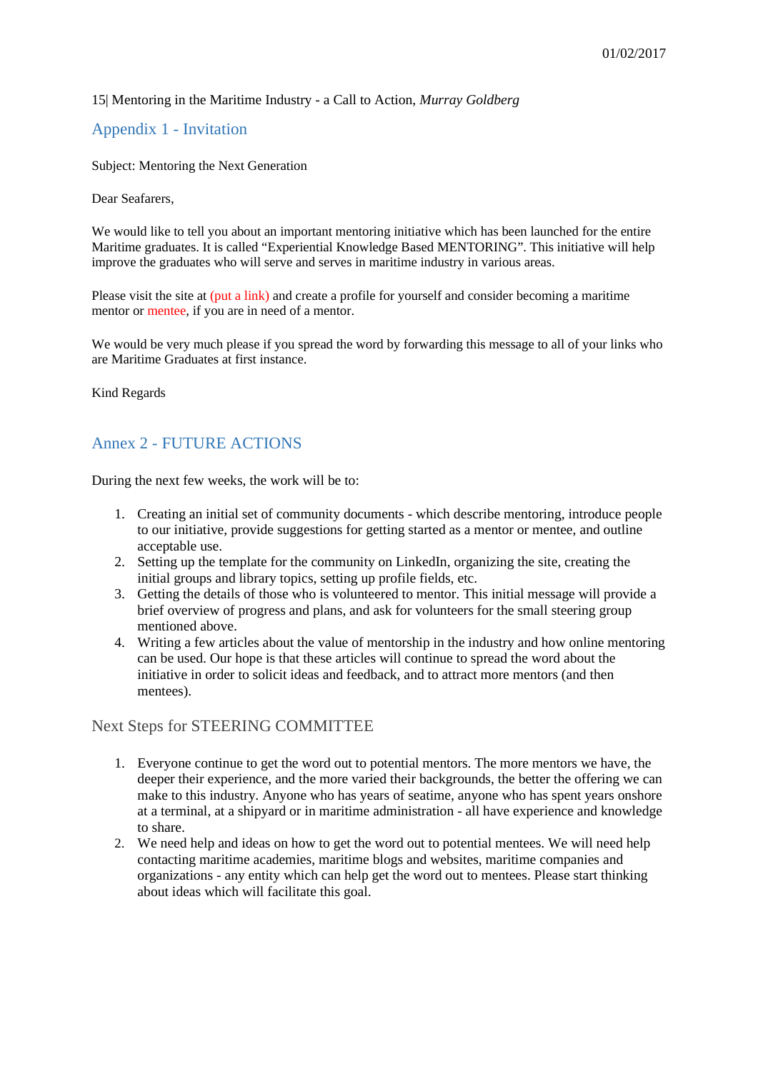01/02/2017

15| Mentoring in the Maritime Industry - a Call to Action, *Murray Goldberg*

## Appendix 1 - Invitation

Subject: Mentoring the Next Generation

Dear Seafarers,

We would like to tell you about an important mentoring initiative which has been launched for the entire Maritime graduates. It is called "Experiential Knowledge Based MENTORING". This initiative will help improve the graduates who will serve and serves in maritime industry in various areas.

Please visit the site at (put a link) and create a profile for yourself and consider becoming a maritime mentor or mentee, if you are in need of a mentor.

We would be very much please if you spread the word by forwarding this message to all of your links who are Maritime Graduates at first instance.

Kind Regards

## Annex 2 - FUTURE ACTIONS

During the next few weeks, the work will be to:

1. Creating an initial set of community documents - which describe mentoring, introduce people to our initiative, provide suggestions for getting started as a mentor or mentee, and outline acceptable use.
2. Setting up the template for the community on LinkedIn, organizing the site, creating the initial groups and library topics, setting up profile fields, etc.
3. Getting the details of those who is volunteered to mentor. This initial message will provide a brief overview of progress and plans, and ask for volunteers for the small steering group mentioned above.
4. Writing a few articles about the value of mentorship in the industry and how online mentoring can be used. Our hope is that these articles will continue to spread the word about the initiative in order to solicit ideas and feedback, and to attract more mentors (and then mentees).

### Next Steps for STEERING COMMITTEE

1. Everyone continue to get the word out to potential mentors. The more mentors we have, the deeper their experience, and the more varied their backgrounds, the better the offering we can make to this industry. Anyone who has years of seatime, anyone who has spent years onshore at a terminal, at a shipyard or in maritime administration - all have experience and knowledge to share.
2. We need help and ideas on how to get the word out to potential mentees. We will need help contacting maritime academies, maritime blogs and websites, maritime companies and organizations - any entity which can help get the word out to mentees. Please start thinking about ideas which will facilitate this goal.